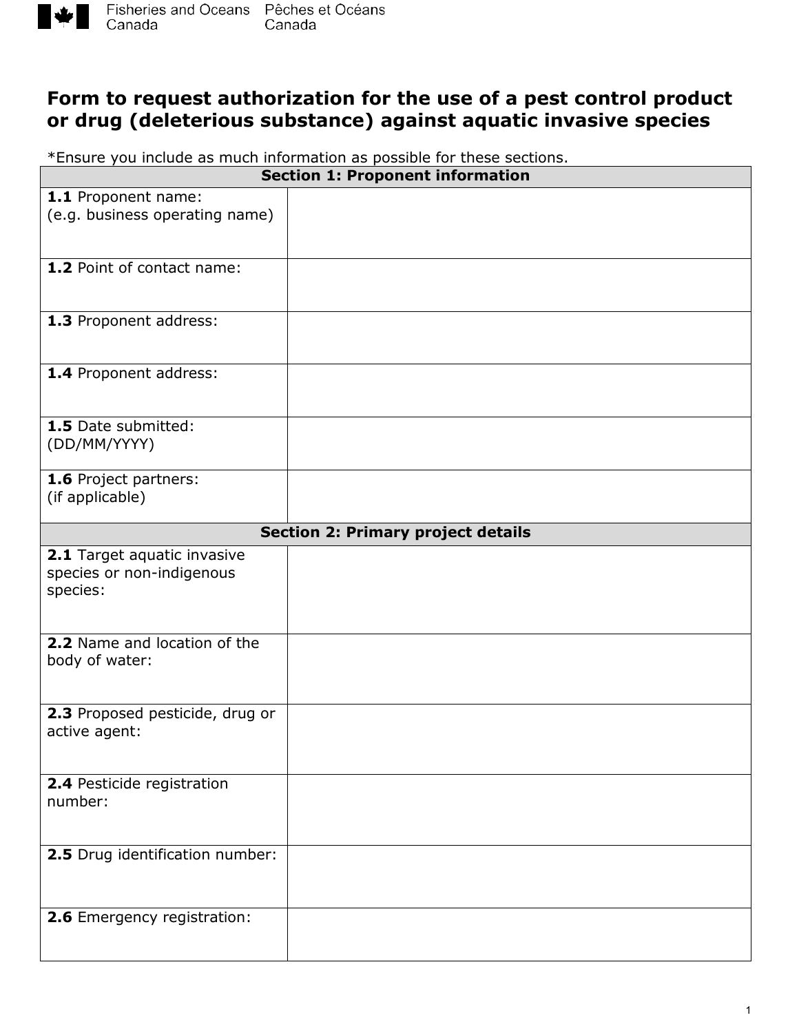# Form to request authorization for the use of a pest control product or drug (deleterious substance) against aquatic invasive species

*Ensure you include as much information as possible for these sections.

| **Section 1: Proponent information** | |
|---|---|
| **1.1** Proponent name: (e.g. business operating name) | |
| **1.2** Point of contact name: | |
| **1.3** Proponent address: | |
| **1.4** Proponent address: | |
| **1.5** Date submitted: (DD/MM/YYYY) | |
| **1.6** Project partners: (if applicable) | |
| **Section 2: Primary project details** | |
| **2.1** Target aquatic invasive species or non-indigenous species: | |
| **2.2** Name and location of the body of water: | |
| **2.3** Proposed pesticide, drug or active agent: | |
| **2.4** Pesticide registration number: | |
| **2.5** Drug identification number: | |
| **2.6** Emergency registration: | |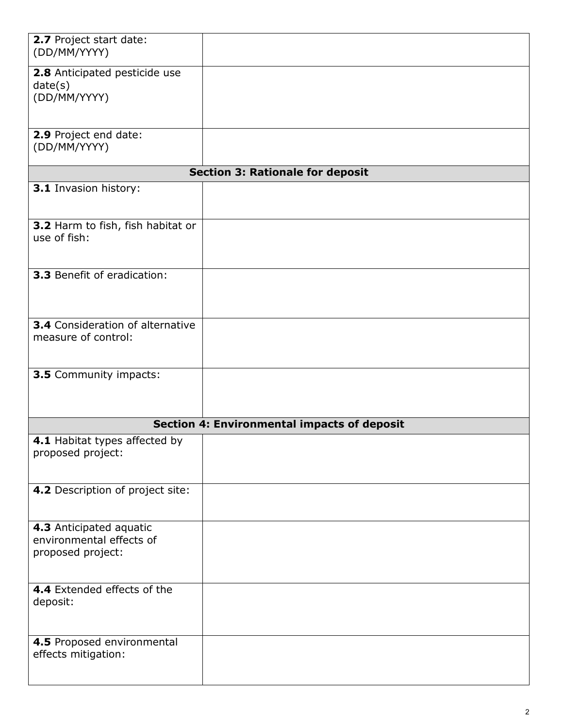| | |
|---|---|
| **2.7** Project start date: (DD/MM/YYYY) | |
| **2.8** Anticipated pesticide use date(s) (DD/MM/YYYY) | |
| **2.9** Project end date: (DD/MM/YYYY) | |
| **Section 3: Rationale for deposit** | |
| **3.1** Invasion history: | |
| **3.2** Harm to fish, fish habitat or use of fish: | |
| **3.3** Benefit of eradication: | |
| **3.4** Consideration of alternative measure of control: | |
| **3.5** Community impacts: | |
| **Section 4: Environmental impacts of deposit** | |
| **4.1** Habitat types affected by proposed project: | |
| **4.2** Description of project site: | |
| **4.3** Anticipated aquatic environmental effects of proposed project: | |
| **4.4** Extended effects of the deposit: | |
| **4.5** Proposed environmental effects mitigation: | |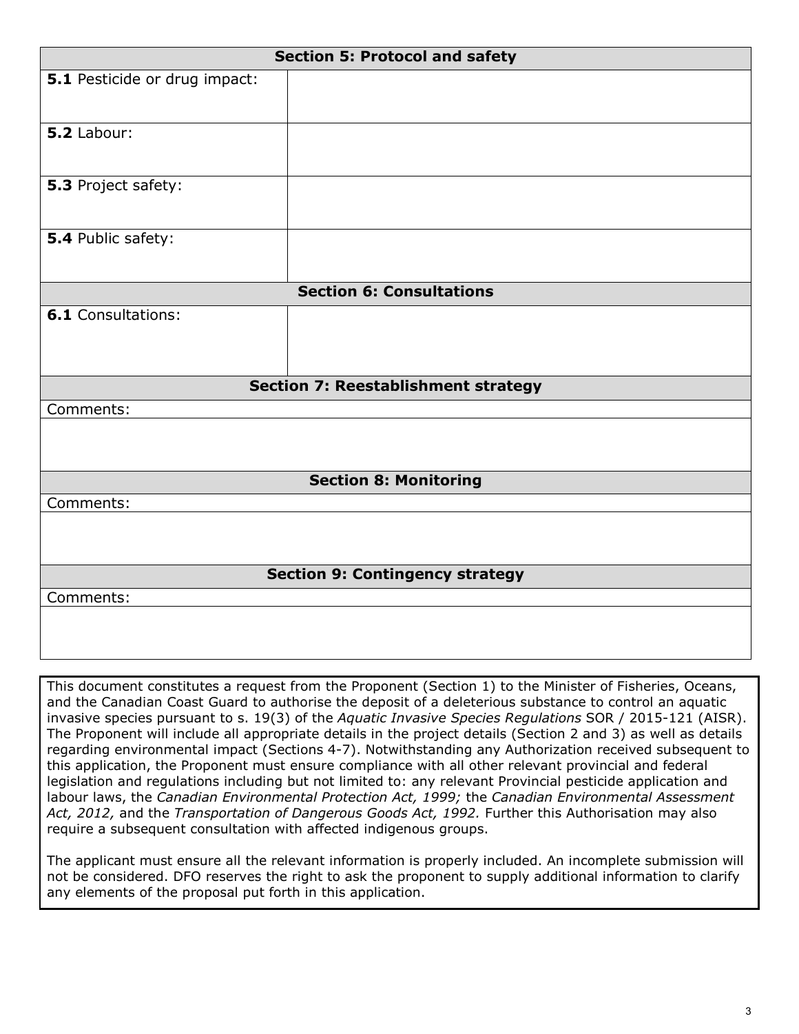| Section 5: Protocol and safety | |
|---|---|
| **5.1** Pesticide or drug impact: | |
| **5.2** Labour: | |
| **5.3** Project safety: | |
| **5.4** Public safety: | |

| Section 6: Consultations | |
|---|---|
| **6.1** Consultations: | |

| Section 7: Reestablishment strategy |
|---|
| Comments: |
| |

| Section 8: Monitoring |
|---|
| Comments: |
| |

| Section 9: Contingency strategy |
|---|
| Comments: |
| |

This document constitutes a request from the Proponent (Section 1) to the Minister of Fisheries, Oceans, and the Canadian Coast Guard to authorise the deposit of a deleterious substance to control an aquatic invasive species pursuant to s. 19(3) of the *Aquatic Invasive Species Regulations* SOR / 2015-121 (AISR). The Proponent will include all appropriate details in the project details (Section 2 and 3) as well as details regarding environmental impact (Sections 4-7). Notwithstanding any Authorization received subsequent to this application, the Proponent must ensure compliance with all other relevant provincial and federal legislation and regulations including but not limited to: any relevant Provincial pesticide application and labour laws, the *Canadian Environmental Protection Act, 1999;* the *Canadian Environmental Assessment Act, 2012,* and the *Transportation of Dangerous Goods Act, 1992.* Further this Authorisation may also require a subsequent consultation with affected indigenous groups.

The applicant must ensure all the relevant information is properly included. An incomplete submission will not be considered. DFO reserves the right to ask the proponent to supply additional information to clarify any elements of the proposal put forth in this application.